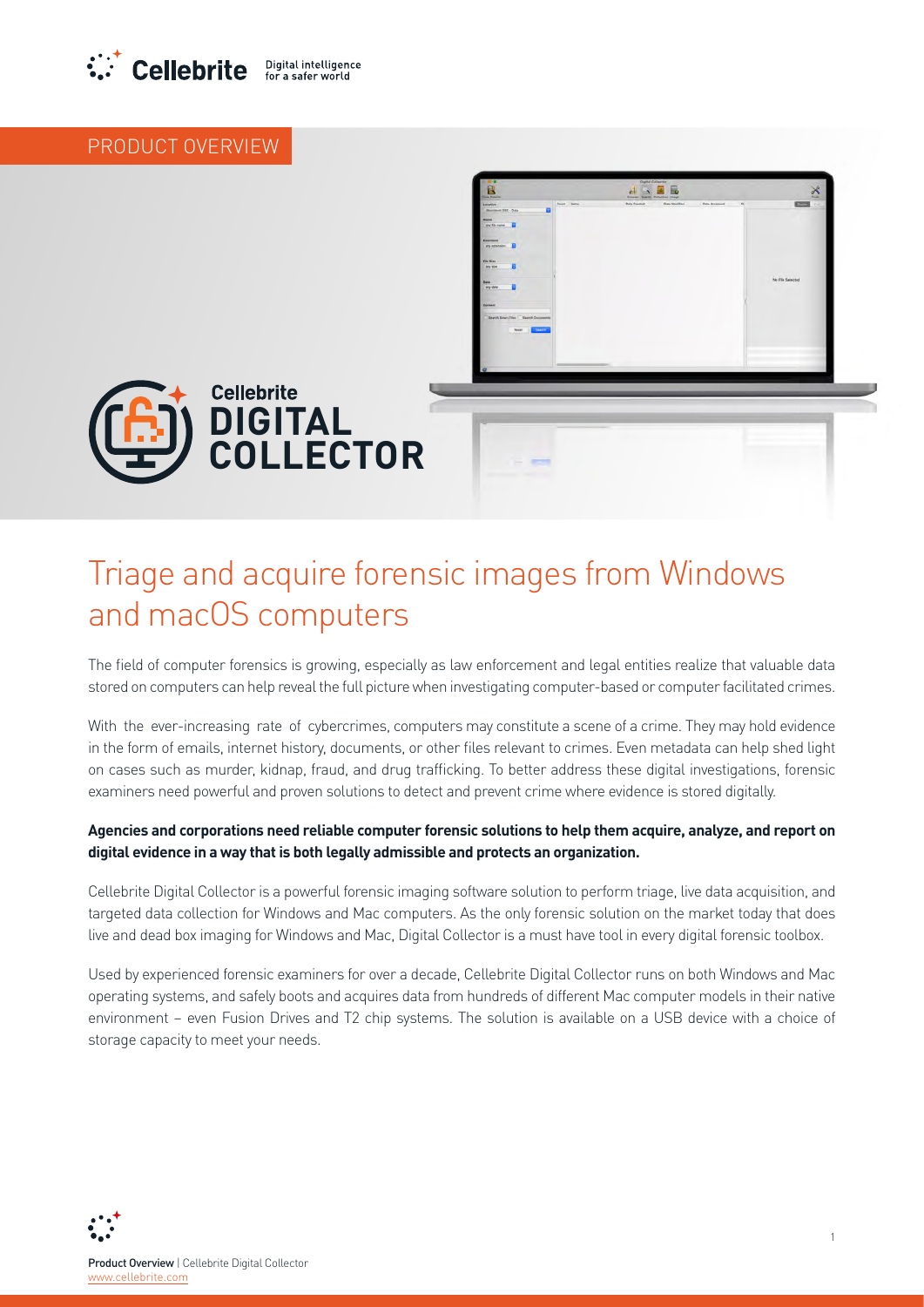PRODUCT OVERVIEW

# Cellebrite DIGITAL COLLECTOR

## Triage and acquire forensic images from Windows and macOS computers

The field of computer forensics is growing, especially as law enforcement and legal entities realize that valuable data stored on computers can help reveal the full picture when investigating computer-based or computer facilitated crimes.

With the ever-increasing rate of cybercrimes, computers may constitute a scene of a crime. They may hold evidence in the form of emails, internet history, documents, or other files relevant to crimes. Even metadata can help shed light on cases such as murder, kidnap, fraud, and drug trafficking. To better address these digital investigations, forensic examiners need powerful and proven solutions to detect and prevent crime where evidence is stored digitally.

**Agencies and corporations need reliable computer forensic solutions to help them acquire, analyze, and report on digital evidence in a way that is both legally admissible and protects an organization.**

Cellebrite Digital Collector is a powerful forensic imaging software solution to perform triage, live data acquisition, and targeted data collection for Windows and Mac computers. As the only forensic solution on the market today that does live and dead box imaging for Windows and Mac, Digital Collector is a must have tool in every digital forensic toolbox.

Used by experienced forensic examiners for over a decade, Cellebrite Digital Collector runs on both Windows and Mac operating systems, and safely boots and acquires data from hundreds of different Mac computer models in their native environment – even Fusion Drives and T2 chip systems. The solution is available on a USB device with a choice of storage capacity to meet your needs.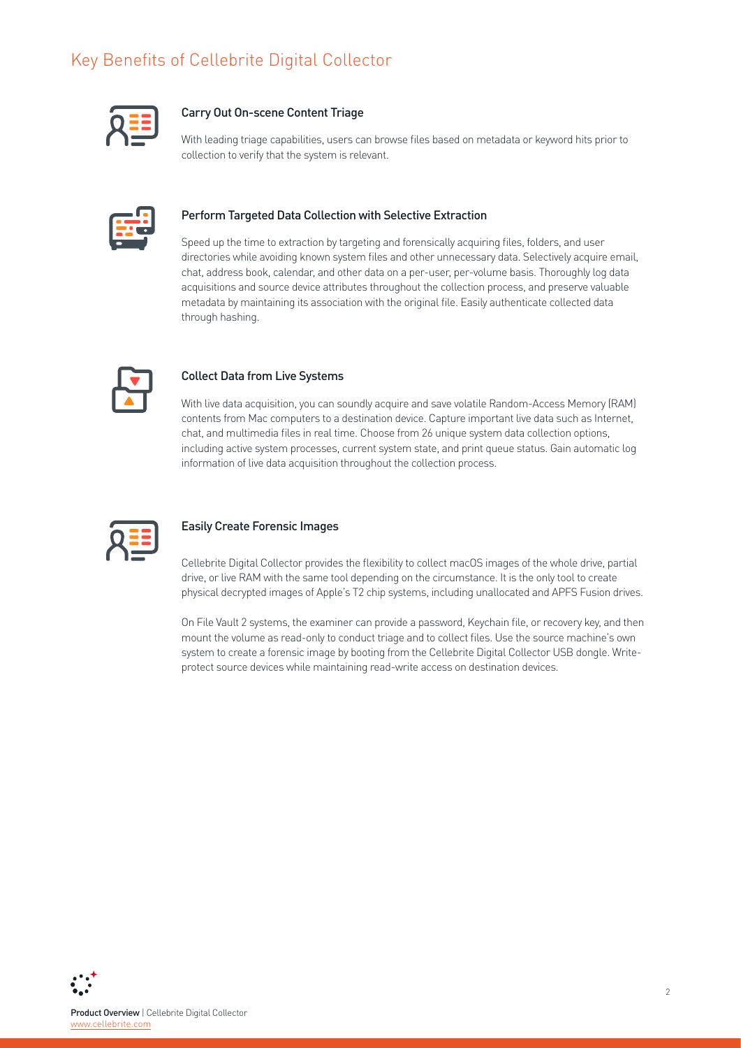# Key Benefits of Cellebrite Digital Collector

### Carry Out On-scene Content Triage

With leading triage capabilities, users can browse files based on metadata or keyword hits prior to collection to verify that the system is relevant.

### Perform Targeted Data Collection with Selective Extraction

Speed up the time to extraction by targeting and forensically acquiring files, folders, and user directories while avoiding known system files and other unnecessary data. Selectively acquire email, chat, address book, calendar, and other data on a per-user, per-volume basis. Thoroughly log data acquisitions and source device attributes throughout the collection process, and preserve valuable metadata by maintaining its association with the original file. Easily authenticate collected data through hashing.

### Collect Data from Live Systems

With live data acquisition, you can soundly acquire and save volatile Random-Access Memory (RAM) contents from Mac computers to a destination device. Capture important live data such as Internet, chat, and multimedia files in real time. Choose from 26 unique system data collection options, including active system processes, current system state, and print queue status. Gain automatic log information of live data acquisition throughout the collection process.

### Easily Create Forensic Images

Cellebrite Digital Collector provides the flexibility to collect macOS images of the whole drive, partial drive, or live RAM with the same tool depending on the circumstance. It is the only tool to create physical decrypted images of Apple's T2 chip systems, including unallocated and APFS Fusion drives.

On File Vault 2 systems, the examiner can provide a password, Keychain file, or recovery key, and then mount the volume as read-only to conduct triage and to collect files. Use the source machine's own system to create a forensic image by booting from the Cellebrite Digital Collector USB dongle. Write-protect source devices while maintaining read-write access on destination devices.